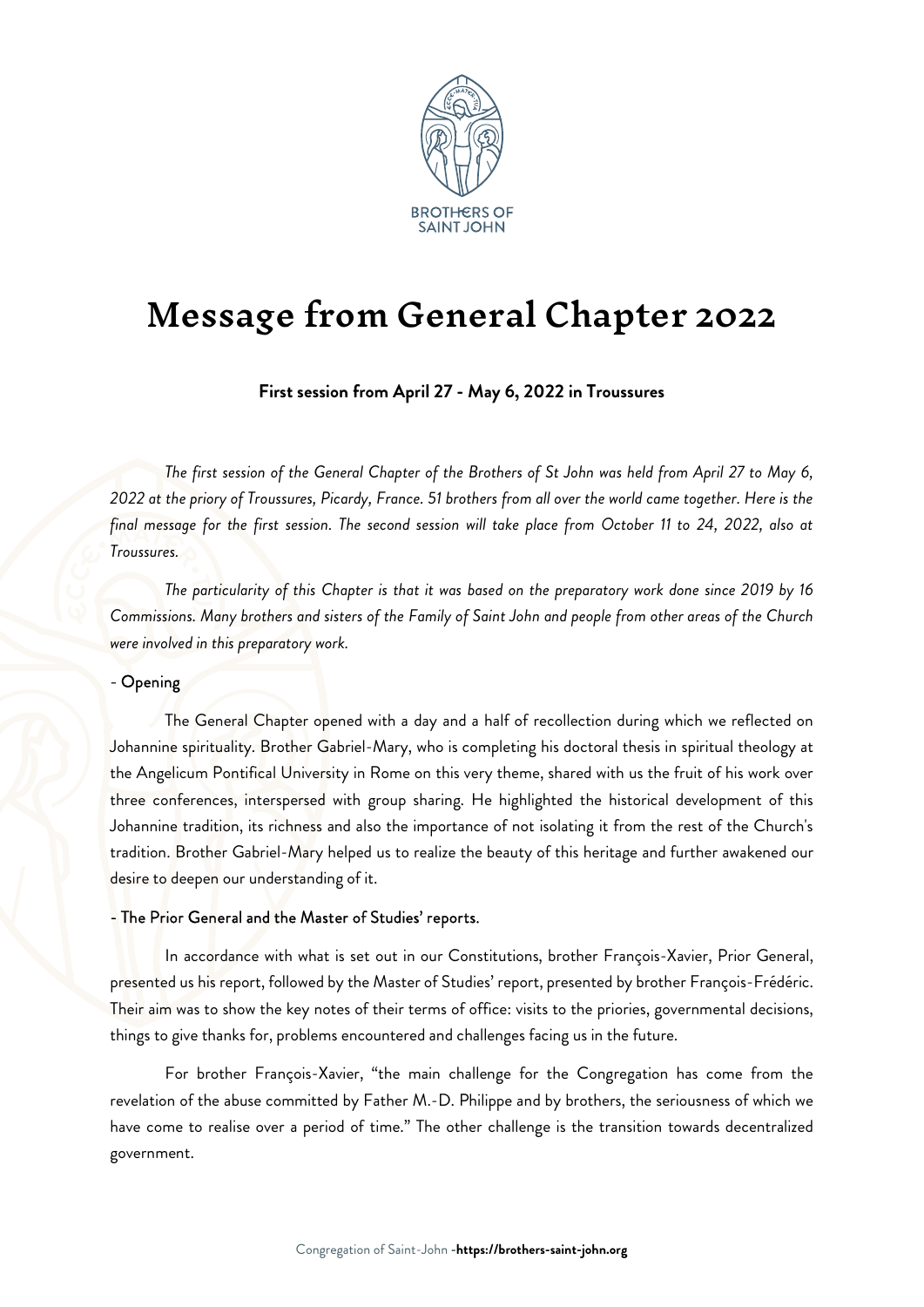# Message from General Chapter 2022

**First session from April 27 - May 6, 2022 in Troussures**

*The first session of the General Chapter of the Brothers of St John was held from April 27 to May 6, 2022 at the priory of Troussures, Picardy, France. 51 brothers from all over the world came together. Here is the final message for the first session. The second session will take place from October 11 to 24, 2022, also at Troussures.*

*The particularity of this Chapter is that it was based on the preparatory work done since 2019 by 16 Commissions. Many brothers and sisters of the Family of Saint John and people from other areas of the Church were involved in this preparatory work.*

- Opening

The General Chapter opened with a day and a half of recollection during which we reflected on Johannine spirituality. Brother Gabriel-Mary, who is completing his doctoral thesis in spiritual theology at the Angelicum Pontifical University in Rome on this very theme, shared with us the fruit of his work over three conferences, interspersed with group sharing. He highlighted the historical development of this Johannine tradition, its richness and also the importance of not isolating it from the rest of the Church's tradition. Brother Gabriel-Mary helped us to realize the beauty of this heritage and further awakened our desire to deepen our understanding of it.

- The Prior General and the Master of Studies' reports.

In accordance with what is set out in our Constitutions, brother François-Xavier, Prior General, presented us his report, followed by the Master of Studies' report, presented by brother François-Frédéric. Their aim was to show the key notes of their terms of office: visits to the priories, governmental decisions, things to give thanks for, problems encountered and challenges facing us in the future.

For brother François-Xavier, "the main challenge for the Congregation has come from the revelation of the abuse committed by Father M.-D. Philippe and by brothers, the seriousness of which we have come to realise over a period of time." The other challenge is the transition towards decentralized government.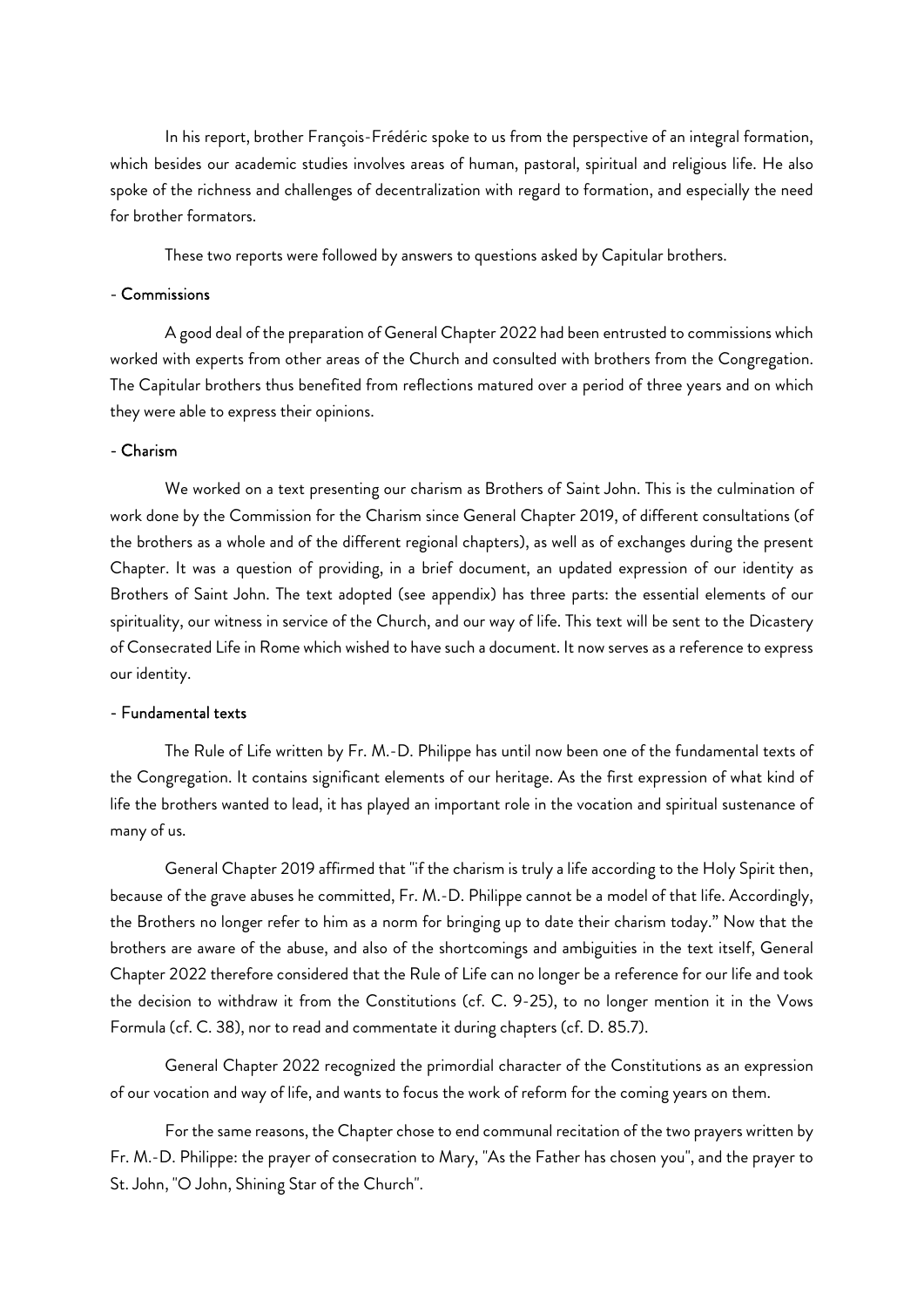In his report, brother François-Frédéric spoke to us from the perspective of an integral formation, which besides our academic studies involves areas of human, pastoral, spiritual and religious life. He also spoke of the richness and challenges of decentralization with regard to formation, and especially the need for brother formators.

These two reports were followed by answers to questions asked by Capitular brothers.

- Commissions

A good deal of the preparation of General Chapter 2022 had been entrusted to commissions which worked with experts from other areas of the Church and consulted with brothers from the Congregation. The Capitular brothers thus benefited from reflections matured over a period of three years and on which they were able to express their opinions.

- Charism

We worked on a text presenting our charism as Brothers of Saint John. This is the culmination of work done by the Commission for the Charism since General Chapter 2019, of different consultations (of the brothers as a whole and of the different regional chapters), as well as of exchanges during the present Chapter. It was a question of providing, in a brief document, an updated expression of our identity as Brothers of Saint John. The text adopted (see appendix) has three parts: the essential elements of our spirituality, our witness in service of the Church, and our way of life. This text will be sent to the Dicastery of Consecrated Life in Rome which wished to have such a document. It now serves as a reference to express our identity.

- Fundamental texts

The Rule of Life written by Fr. M.-D. Philippe has until now been one of the fundamental texts of the Congregation. It contains significant elements of our heritage. As the first expression of what kind of life the brothers wanted to lead, it has played an important role in the vocation and spiritual sustenance of many of us.

General Chapter 2019 affirmed that "if the charism is truly a life according to the Holy Spirit then, because of the grave abuses he committed, Fr. M.-D. Philippe cannot be a model of that life. Accordingly, the Brothers no longer refer to him as a norm for bringing up to date their charism today." Now that the brothers are aware of the abuse, and also of the shortcomings and ambiguities in the text itself, General Chapter 2022 therefore considered that the Rule of Life can no longer be a reference for our life and took the decision to withdraw it from the Constitutions (cf. C. 9-25), to no longer mention it in the Vows Formula (cf. C. 38), nor to read and commentate it during chapters (cf. D. 85.7).

General Chapter 2022 recognized the primordial character of the Constitutions as an expression of our vocation and way of life, and wants to focus the work of reform for the coming years on them.

For the same reasons, the Chapter chose to end communal recitation of the two prayers written by Fr. M.-D. Philippe: the prayer of consecration to Mary, "As the Father has chosen you", and the prayer to St. John, "O John, Shining Star of the Church".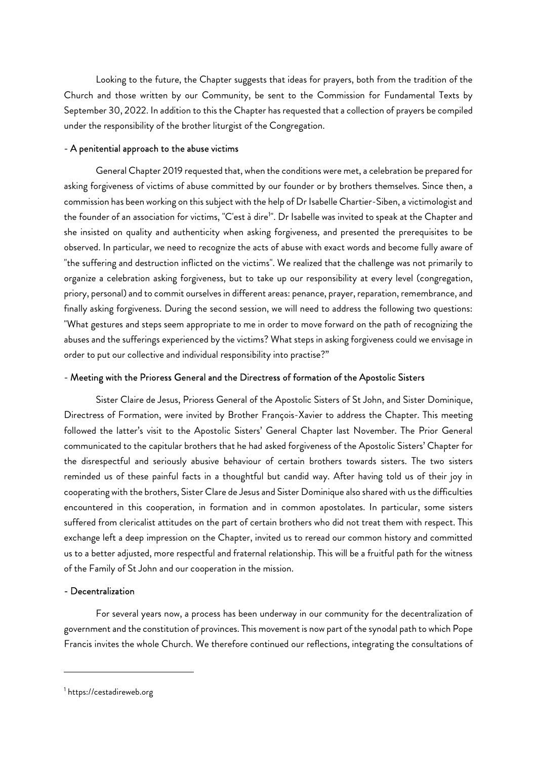Looking to the future, the Chapter suggests that ideas for prayers, both from the tradition of the Church and those written by our Community, be sent to the Commission for Fundamental Texts by September 30, 2022. In addition to this the Chapter has requested that a collection of prayers be compiled under the responsibility of the brother liturgist of the Congregation.

- A penitential approach to the abuse victims

General Chapter 2019 requested that, when the conditions were met, a celebration be prepared for asking forgiveness of victims of abuse committed by our founder or by brothers themselves. Since then, a commission has been working on this subject with the help of Dr Isabelle Chartier-Siben, a victimologist and the founder of an association for victims, "C'est à dire![1]". Dr Isabelle was invited to speak at the Chapter and she insisted on quality and authenticity when asking forgiveness, and presented the prerequisites to be observed. In particular, we need to recognize the acts of abuse with exact words and become fully aware of "the suffering and destruction inflicted on the victims". We realized that the challenge was not primarily to organize a celebration asking forgiveness, but to take up our responsibility at every level (congregation, priory, personal) and to commit ourselves in different areas: penance, prayer, reparation, remembrance, and finally asking forgiveness. During the second session, we will need to address the following two questions: "What gestures and steps seem appropriate to me in order to move forward on the path of recognizing the abuses and the sufferings experienced by the victims? What steps in asking forgiveness could we envisage in order to put our collective and individual responsibility into practise?"

- Meeting with the Prioress General and the Directress of formation of the Apostolic Sisters

Sister Claire de Jesus, Prioress General of the Apostolic Sisters of St John, and Sister Dominique, Directress of Formation, were invited by Brother François-Xavier to address the Chapter. This meeting followed the latter's visit to the Apostolic Sisters' General Chapter last November. The Prior General communicated to the capitular brothers that he had asked forgiveness of the Apostolic Sisters' Chapter for the disrespectful and seriously abusive behaviour of certain brothers towards sisters. The two sisters reminded us of these painful facts in a thoughtful but candid way. After having told us of their joy in cooperating with the brothers, Sister Clare de Jesus and Sister Dominique also shared with us the difficulties encountered in this cooperation, in formation and in common apostolates. In particular, some sisters suffered from clericalist attitudes on the part of certain brothers who did not treat them with respect. This exchange left a deep impression on the Chapter, invited us to reread our common history and committed us to a better adjusted, more respectful and fraternal relationship. This will be a fruitful path for the witness of the Family of St John and our cooperation in the mission.

- Decentralization

For several years now, a process has been underway in our community for the decentralization of government and the constitution of provinces. This movement is now part of the synodal path to which Pope Francis invites the whole Church. We therefore continued our reflections, integrating the consultations of

[1] https://cestadireweb.org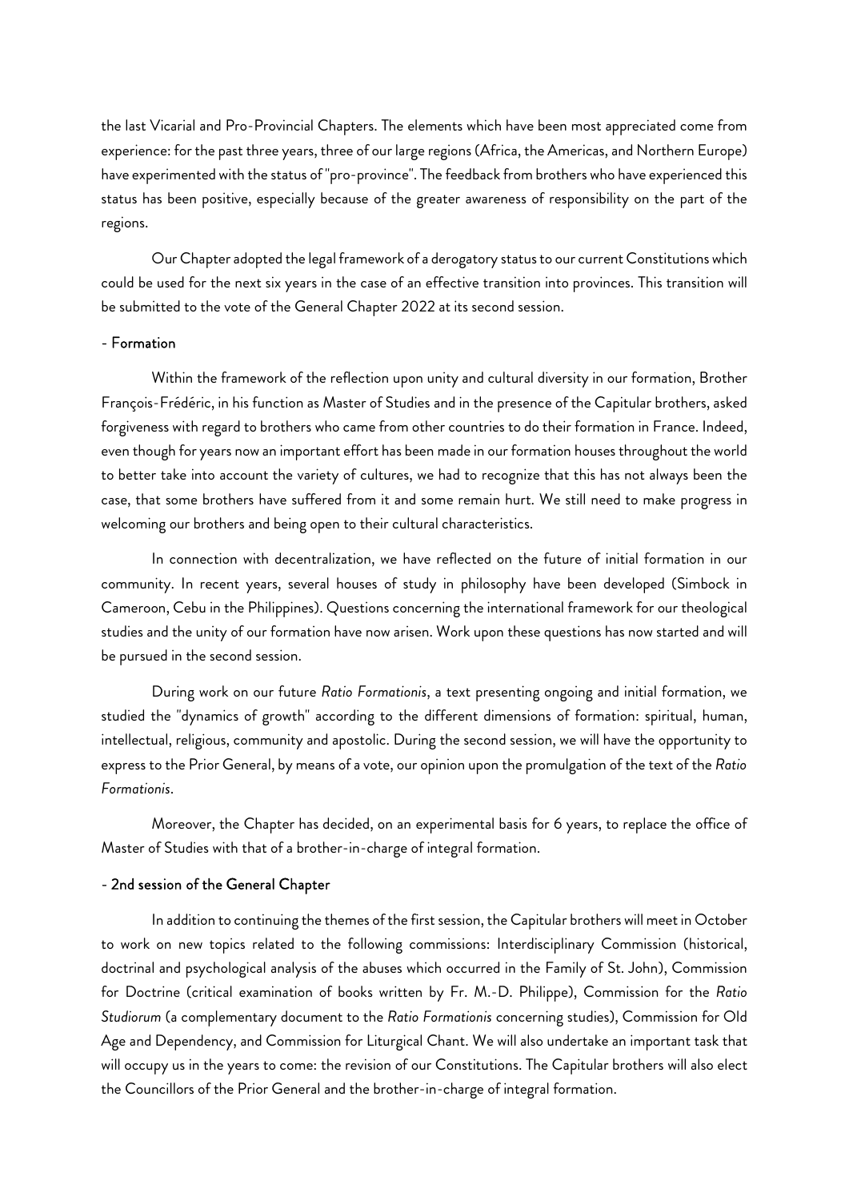the last Vicarial and Pro-Provincial Chapters. The elements which have been most appreciated come from experience: for the past three years, three of our large regions (Africa, the Americas, and Northern Europe) have experimented with the status of "pro-province". The feedback from brothers who have experienced this status has been positive, especially because of the greater awareness of responsibility on the part of the regions.

Our Chapter adopted the legal framework of a derogatory status to our current Constitutions which could be used for the next six years in the case of an effective transition into provinces. This transition will be submitted to the vote of the General Chapter 2022 at its second session.

- Formation

Within the framework of the reflection upon unity and cultural diversity in our formation, Brother François-Frédéric, in his function as Master of Studies and in the presence of the Capitular brothers, asked forgiveness with regard to brothers who came from other countries to do their formation in France. Indeed, even though for years now an important effort has been made in our formation houses throughout the world to better take into account the variety of cultures, we had to recognize that this has not always been the case, that some brothers have suffered from it and some remain hurt. We still need to make progress in welcoming our brothers and being open to their cultural characteristics.

In connection with decentralization, we have reflected on the future of initial formation in our community. In recent years, several houses of study in philosophy have been developed (Simbock in Cameroon, Cebu in the Philippines). Questions concerning the international framework for our theological studies and the unity of our formation have now arisen. Work upon these questions has now started and will be pursued in the second session.

During work on our future *Ratio Formationis*, a text presenting ongoing and initial formation, we studied the "dynamics of growth" according to the different dimensions of formation: spiritual, human, intellectual, religious, community and apostolic. During the second session, we will have the opportunity to express to the Prior General, by means of a vote, our opinion upon the promulgation of the text of the *Ratio Formationis*.

Moreover, the Chapter has decided, on an experimental basis for 6 years, to replace the office of Master of Studies with that of a brother-in-charge of integral formation.

- 2nd session of the General Chapter

In addition to continuing the themes of the first session, the Capitular brothers will meet in October to work on new topics related to the following commissions: Interdisciplinary Commission (historical, doctrinal and psychological analysis of the abuses which occurred in the Family of St. John), Commission for Doctrine (critical examination of books written by Fr. M.-D. Philippe), Commission for the *Ratio Studiorum* (a complementary document to the *Ratio Formationis* concerning studies), Commission for Old Age and Dependency, and Commission for Liturgical Chant. We will also undertake an important task that will occupy us in the years to come: the revision of our Constitutions. The Capitular brothers will also elect the Councillors of the Prior General and the brother-in-charge of integral formation.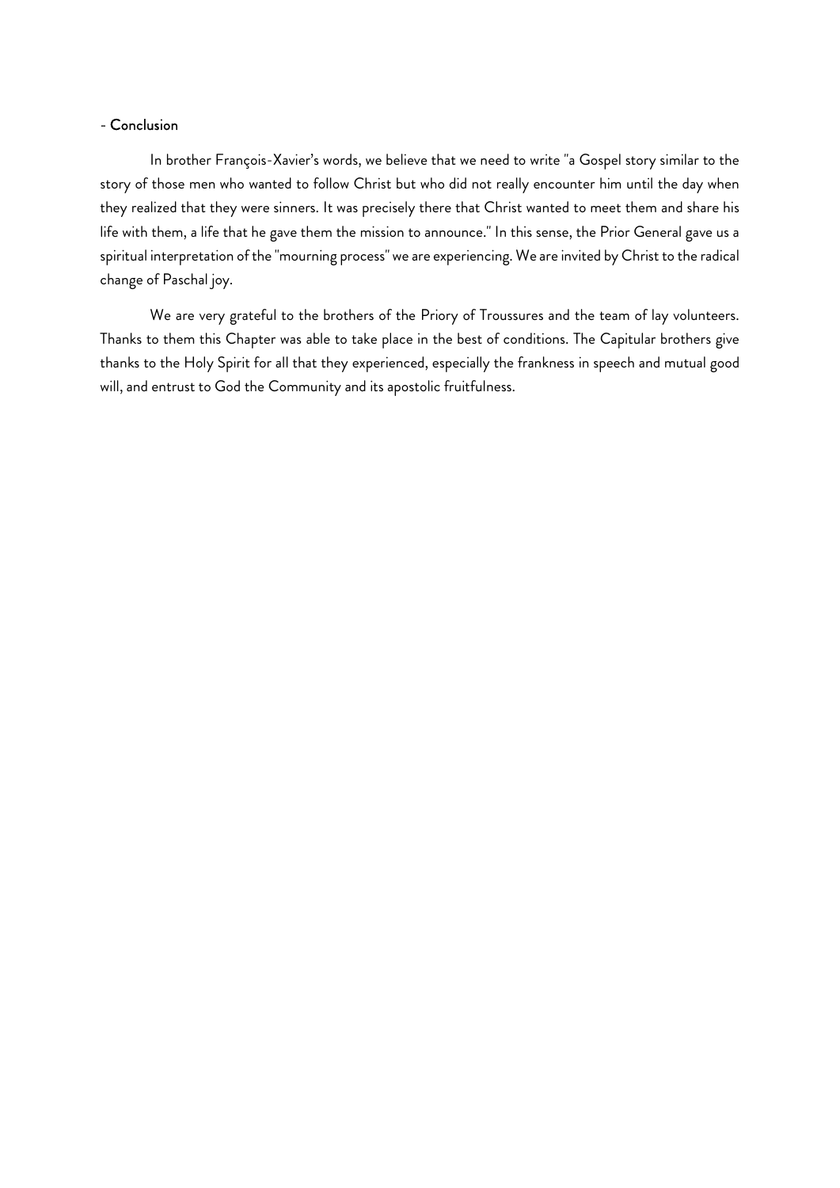- Conclusion

In brother François-Xavier's words, we believe that we need to write "a Gospel story similar to the story of those men who wanted to follow Christ but who did not really encounter him until the day when they realized that they were sinners. It was precisely there that Christ wanted to meet them and share his life with them, a life that he gave them the mission to announce." In this sense, the Prior General gave us a spiritual interpretation of the "mourning process" we are experiencing. We are invited by Christ to the radical change of Paschal joy.

We are very grateful to the brothers of the Priory of Troussures and the team of lay volunteers. Thanks to them this Chapter was able to take place in the best of conditions. The Capitular brothers give thanks to the Holy Spirit for all that they experienced, especially the frankness in speech and mutual good will, and entrust to God the Community and its apostolic fruitfulness.